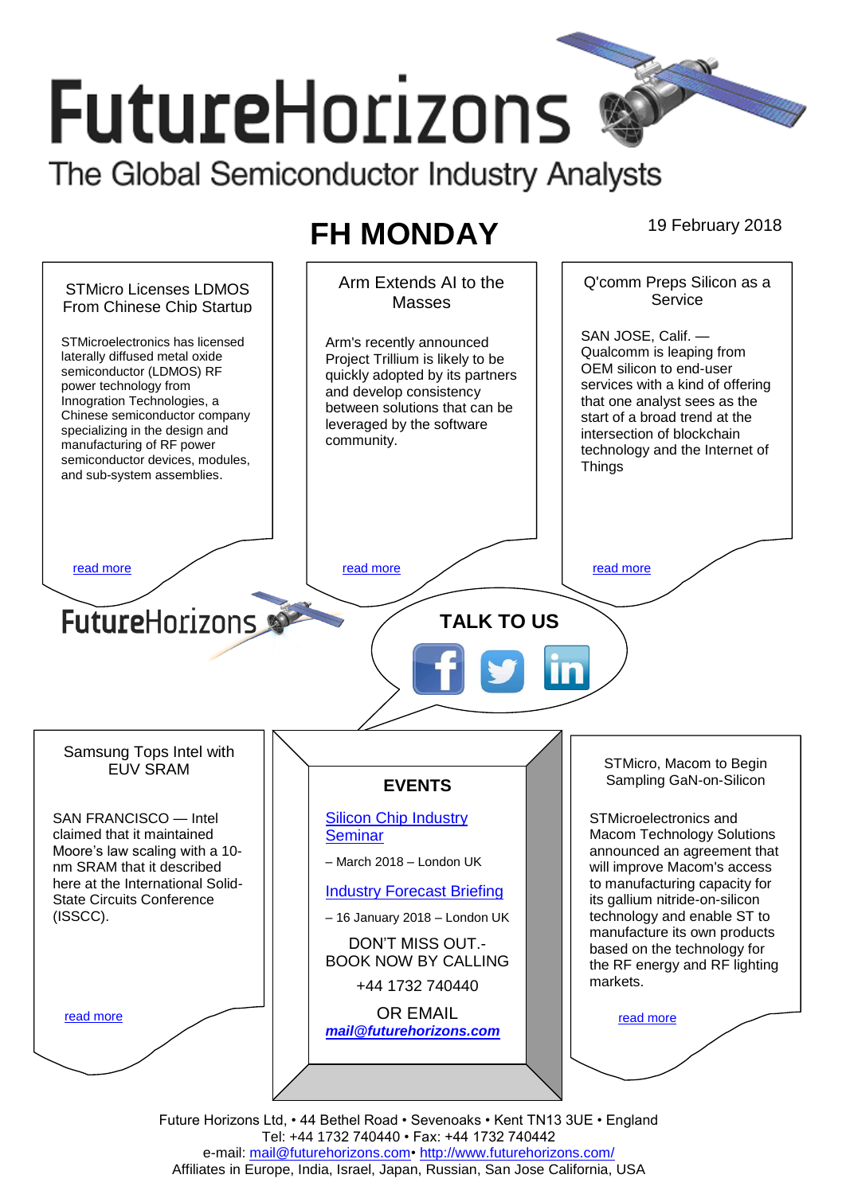# FutureHorizons

The Global Semiconductor Industry Analysts

## FH MONDAY

19 February 2018

### STMicro Licenses LDMOS From Chinese Chip Startup

STMicroelectronics has licensed laterally diffused metal oxide semiconductor (LDMOS) RF power technology from Innogration Technologies, a Chinese semiconductor company specializing in the design and manufacturing of RF power semiconductor devices, modules, and sub-system assemblies.

read more

### Arm Extends AI to the Masses

Arm's recently announced Project Trillium is likely to be quickly adopted by its partners and develop consistency between solutions that can be leveraged by the software community.

read more

### Q'comm Preps Silicon as a Service

SAN JOSE, Calif. — Qualcomm is leaping from OEM silicon to end-user services with a kind of offering that one analyst sees as the start of a broad trend at the intersection of blockchain technology and the Internet of Things

read more

FutureHorizons

**TALK TO US**

### Samsung Tops Intel with EUV SRAM

SAN FRANCISCO — Intel claimed that it maintained Moore's law scaling with a 10-nm SRAM that it described here at the International Solid-State Circuits Conference (ISSCC).

read more

### EVENTS

Silicon Chip Industry Seminar

– March 2018 – London UK

Industry Forecast Briefing

– 16 January 2018 – London UK

DON'T MISS OUT.- BOOK NOW BY CALLING

+44 1732 740440

OR EMAIL

***mail@futurehorizons.com***

### STMicro, Macom to Begin Sampling GaN-on-Silicon

STMicroelectronics and Macom Technology Solutions announced an agreement that will improve Macom's access to manufacturing capacity for its gallium nitride-on-silicon technology and enable ST to manufacture its own products based on the technology for the RF energy and RF lighting markets.

read more

Future Horizons Ltd, • 44 Bethel Road • Sevenoaks • Kent TN13 3UE • England
Tel: +44 1732 740440 • Fax: +44 1732 740442
e-mail: mail@futurehorizons.com• http://www.futurehorizons.com/
Affiliates in Europe, India, Israel, Japan, Russian, San Jose California, USA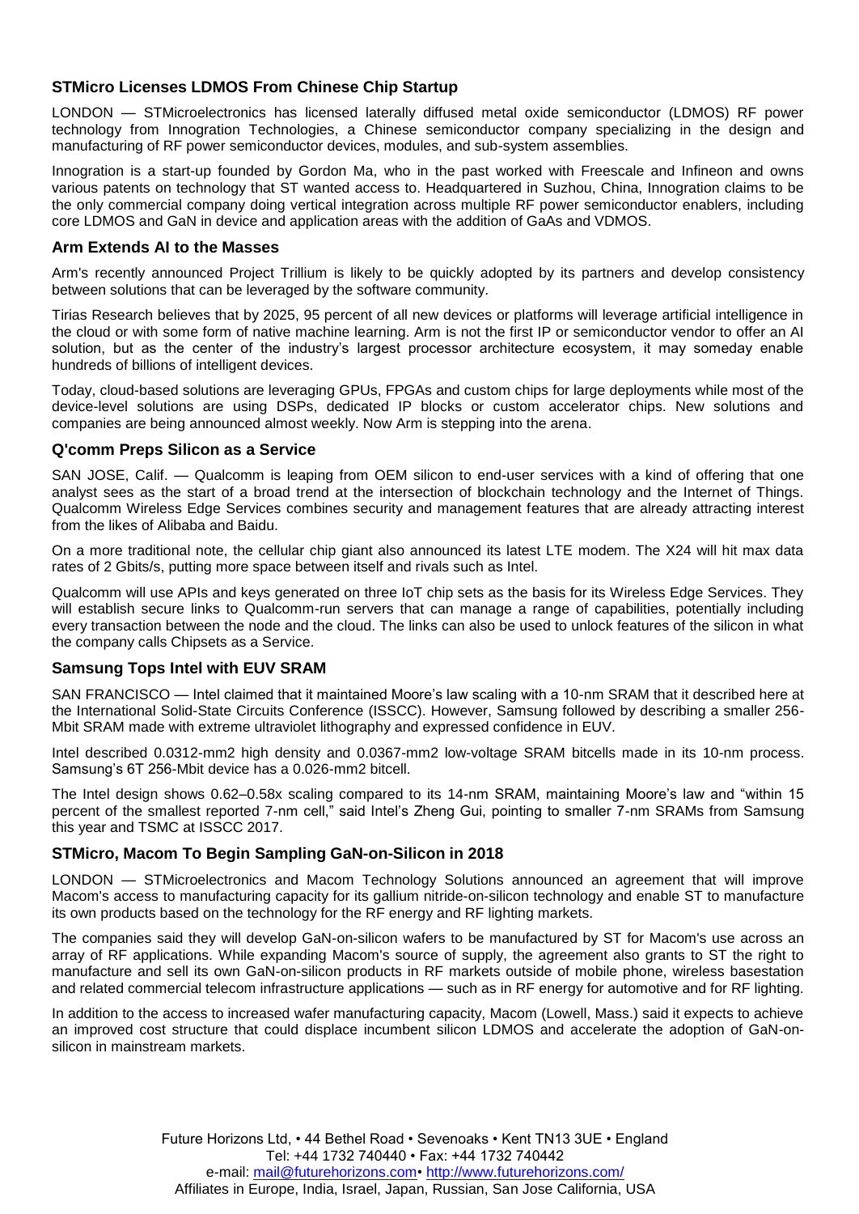### STMicro Licenses LDMOS From Chinese Chip Startup

LONDON — STMicroelectronics has licensed laterally diffused metal oxide semiconductor (LDMOS) RF power technology from Innogration Technologies, a Chinese semiconductor company specializing in the design and manufacturing of RF power semiconductor devices, modules, and sub-system assemblies.

Innogration is a start-up founded by Gordon Ma, who in the past worked with Freescale and Infineon and owns various patents on technology that ST wanted access to. Headquartered in Suzhou, China, Innogration claims to be the only commercial company doing vertical integration across multiple RF power semiconductor enablers, including core LDMOS and GaN in device and application areas with the addition of GaAs and VDMOS.

### Arm Extends AI to the Masses

Arm's recently announced Project Trillium is likely to be quickly adopted by its partners and develop consistency between solutions that can be leveraged by the software community.

Tirias Research believes that by 2025, 95 percent of all new devices or platforms will leverage artificial intelligence in the cloud or with some form of native machine learning. Arm is not the first IP or semiconductor vendor to offer an AI solution, but as the center of the industry's largest processor architecture ecosystem, it may someday enable hundreds of billions of intelligent devices.

Today, cloud-based solutions are leveraging GPUs, FPGAs and custom chips for large deployments while most of the device-level solutions are using DSPs, dedicated IP blocks or custom accelerator chips. New solutions and companies are being announced almost weekly. Now Arm is stepping into the arena.

### Q'comm Preps Silicon as a Service

SAN JOSE, Calif. — Qualcomm is leaping from OEM silicon to end-user services with a kind of offering that one analyst sees as the start of a broad trend at the intersection of blockchain technology and the Internet of Things. Qualcomm Wireless Edge Services combines security and management features that are already attracting interest from the likes of Alibaba and Baidu.

On a more traditional note, the cellular chip giant also announced its latest LTE modem. The X24 will hit max data rates of 2 Gbits/s, putting more space between itself and rivals such as Intel.

Qualcomm will use APIs and keys generated on three IoT chip sets as the basis for its Wireless Edge Services. They will establish secure links to Qualcomm-run servers that can manage a range of capabilities, potentially including every transaction between the node and the cloud. The links can also be used to unlock features of the silicon in what the company calls Chipsets as a Service.

### Samsung Tops Intel with EUV SRAM

SAN FRANCISCO — Intel claimed that it maintained Moore's law scaling with a 10-nm SRAM that it described here at the International Solid-State Circuits Conference (ISSCC). However, Samsung followed by describing a smaller 256-Mbit SRAM made with extreme ultraviolet lithography and expressed confidence in EUV.

Intel described 0.0312-mm2 high density and 0.0367-mm2 low-voltage SRAM bitcells made in its 10-nm process. Samsung's 6T 256-Mbit device has a 0.026-mm2 bitcell.

The Intel design shows 0.62–0.58x scaling compared to its 14-nm SRAM, maintaining Moore's law and "within 15 percent of the smallest reported 7-nm cell," said Intel's Zheng Gui, pointing to smaller 7-nm SRAMs from Samsung this year and TSMC at ISSCC 2017.

### STMicro, Macom To Begin Sampling GaN-on-Silicon in 2018

LONDON — STMicroelectronics and Macom Technology Solutions announced an agreement that will improve Macom's access to manufacturing capacity for its gallium nitride-on-silicon technology and enable ST to manufacture its own products based on the technology for the RF energy and RF lighting markets.

The companies said they will develop GaN-on-silicon wafers to be manufactured by ST for Macom's use across an array of RF applications. While expanding Macom's source of supply, the agreement also grants to ST the right to manufacture and sell its own GaN-on-silicon products in RF markets outside of mobile phone, wireless basestation and related commercial telecom infrastructure applications — such as in RF energy for automotive and for RF lighting.

In addition to the access to increased wafer manufacturing capacity, Macom (Lowell, Mass.) said it expects to achieve an improved cost structure that could displace incumbent silicon LDMOS and accelerate the adoption of GaN-on-silicon in mainstream markets.